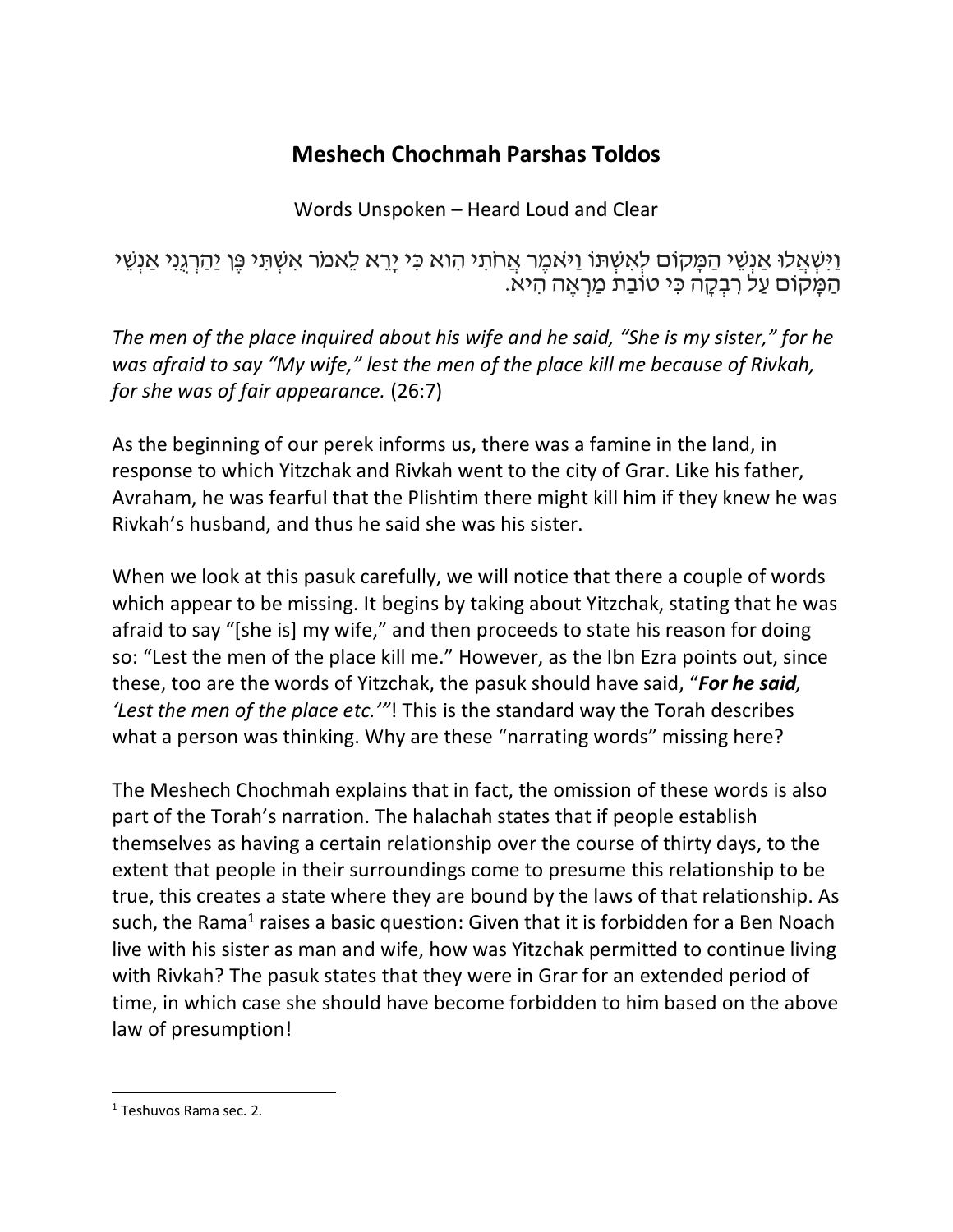# Meshech Chochmah Parshas Toldos

Words Unspoken – Heard Loud and Clear

וַיִּשְׁאֲלוּ אַנְשֵׁי הַמָּקוֹם לְאִשְׁתּוֹ וַיֹּאמֶר אֲחֹתִי הִוא כִּי יָרֵא לֵאמֹר אִשְׁתִּי פֶּן יַהַרְגֻנִי אַנְשֵׁי הַמָּקוֹם עַל רִבְקָה כִּי טוֹבַת מַרְאֶה הִיא.

*The men of the place inquired about his wife and he said, "She is my sister," for he was afraid to say "My wife," lest the men of the place kill me because of Rivkah, for she was of fair appearance.* (26:7)

As the beginning of our perek informs us, there was a famine in the land, in response to which Yitzchak and Rivkah went to the city of Grar. Like his father, Avraham, he was fearful that the Plishtim there might kill him if they knew he was Rivkah's husband, and thus he said she was his sister.

When we look at this pasuk carefully, we will notice that there a couple of words which appear to be missing. It begins by taking about Yitzchak, stating that he was afraid to say "[she is] my wife," and then proceeds to state his reason for doing so: "Lest the men of the place kill me." However, as the Ibn Ezra points out, since these, too are the words of Yitzchak, the pasuk should have said, "***For he said**, 'Lest the men of the place etc.'*"! This is the standard way the Torah describes what a person was thinking. Why are these "narrating words" missing here?

The Meshech Chochmah explains that in fact, the omission of these words is also part of the Torah's narration. The halachah states that if people establish themselves as having a certain relationship over the course of thirty days, to the extent that people in their surroundings come to presume this relationship to be true, this creates a state where they are bound by the laws of that relationship. As such, the Rama[1] raises a basic question: Given that it is forbidden for a Ben Noach live with his sister as man and wife, how was Yitzchak permitted to continue living with Rivkah? The pasuk states that they were in Grar for an extended period of time, in which case she should have become forbidden to him based on the above law of presumption!

---

[1] Teshuvos Rama sec. 2.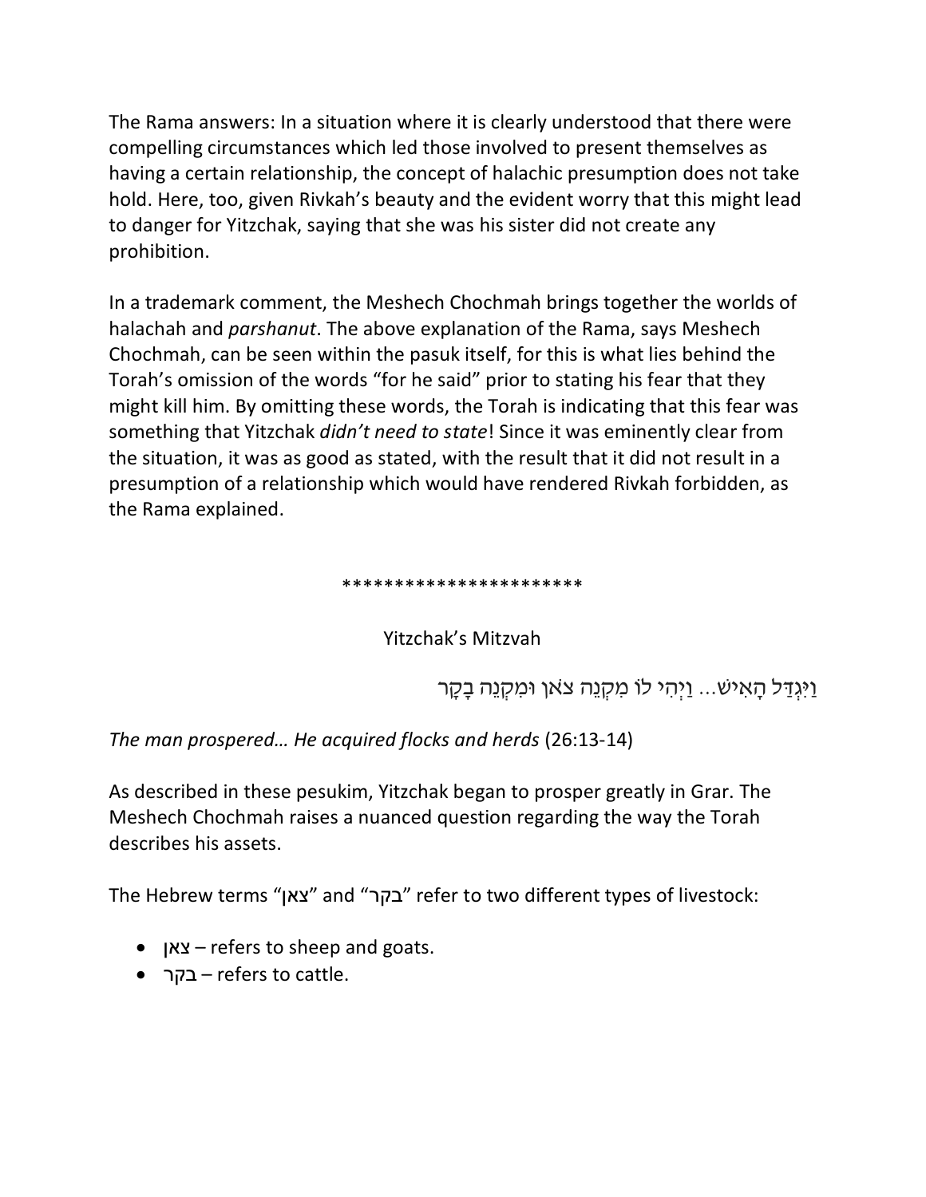The Rama answers: In a situation where it is clearly understood that there were compelling circumstances which led those involved to present themselves as having a certain relationship, the concept of halachic presumption does not take hold. Here, too, given Rivkah's beauty and the evident worry that this might lead to danger for Yitzchak, saying that she was his sister did not create any prohibition.

In a trademark comment, the Meshech Chochmah brings together the worlds of halachah and *parshanut*. The above explanation of the Rama, says Meshech Chochmah, can be seen within the pasuk itself, for this is what lies behind the Torah's omission of the words "for he said" prior to stating his fear that they might kill him. By omitting these words, the Torah is indicating that this fear was something that Yitzchak *didn't need to state*! Since it was eminently clear from the situation, it was as good as stated, with the result that it did not result in a presumption of a relationship which would have rendered Rivkah forbidden, as the Rama explained.

**********************

Yitzchak's Mitzvah

וַיִּגְדַּל הָאִישׁ... וַיְהִי לוֹ מִקְנֵה צֹאן וּמִקְנֵה בָקָר

*The man prospered… He acquired flocks and herds* (26:13-14)

As described in these pesukim, Yitzchak began to prosper greatly in Grar. The Meshech Chochmah raises a nuanced question regarding the way the Torah describes his assets.

The Hebrew terms "צאן" and "בקר" refer to two different types of livestock:

- צאן – refers to sheep and goats.
- בקר – refers to cattle.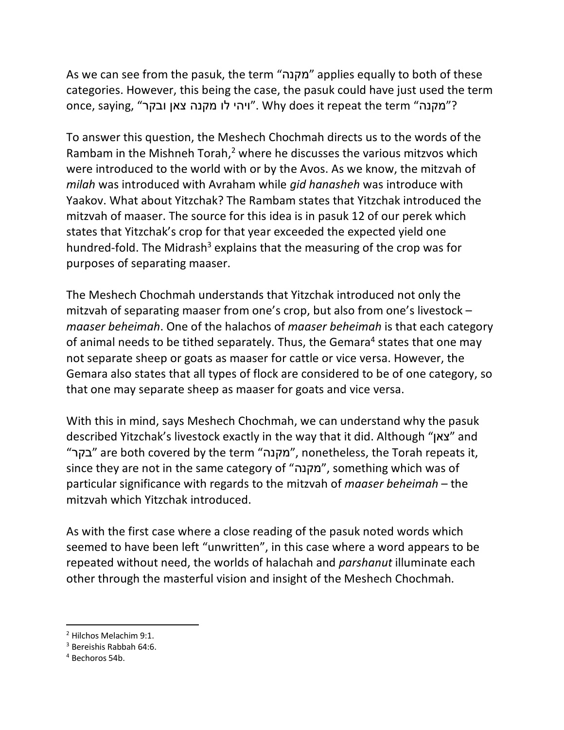As we can see from the pasuk, the term "מקנה" applies equally to both of these categories. However, this being the case, the pasuk could have just used the term once, saying, "ויהי לו מקנה צאן ובקר". Why does it repeat the term "מקנה"?

To answer this question, the Meshech Chochmah directs us to the words of the Rambam in the Mishneh Torah,[2] where he discusses the various mitzvos which were introduced to the world with or by the Avos. As we know, the mitzvah of *milah* was introduced with Avraham while *gid hanasheh* was introduce with Yaakov. What about Yitzchak? The Rambam states that Yitzchak introduced the mitzvah of maaser. The source for this idea is in pasuk 12 of our perek which states that Yitzchak's crop for that year exceeded the expected yield one hundred-fold. The Midrash[3] explains that the measuring of the crop was for purposes of separating maaser.

The Meshech Chochmah understands that Yitzchak introduced not only the mitzvah of separating maaser from one's crop, but also from one's livestock – *maaser beheimah*. One of the halachos of *maaser beheimah* is that each category of animal needs to be tithed separately. Thus, the Gemara[4] states that one may not separate sheep or goats as maaser for cattle or vice versa. However, the Gemara also states that all types of flock are considered to be of one category, so that one may separate sheep as maaser for goats and vice versa.

With this in mind, says Meshech Chochmah, we can understand why the pasuk described Yitzchak's livestock exactly in the way that it did. Although "צאן" and "בקר" are both covered by the term "מקנה", nonetheless, the Torah repeats it, since they are not in the same category of "מקנה", something which was of particular significance with regards to the mitzvah of *maaser beheimah* – the mitzvah which Yitzchak introduced.

As with the first case where a close reading of the pasuk noted words which seemed to have been left "unwritten", in this case where a word appears to be repeated without need, the worlds of halachah and *parshanut* illuminate each other through the masterful vision and insight of the Meshech Chochmah.

---

[2] Hilchos Melachim 9:1.

[3] Bereishis Rabbah 64:6.

[4] Bechoros 54b.